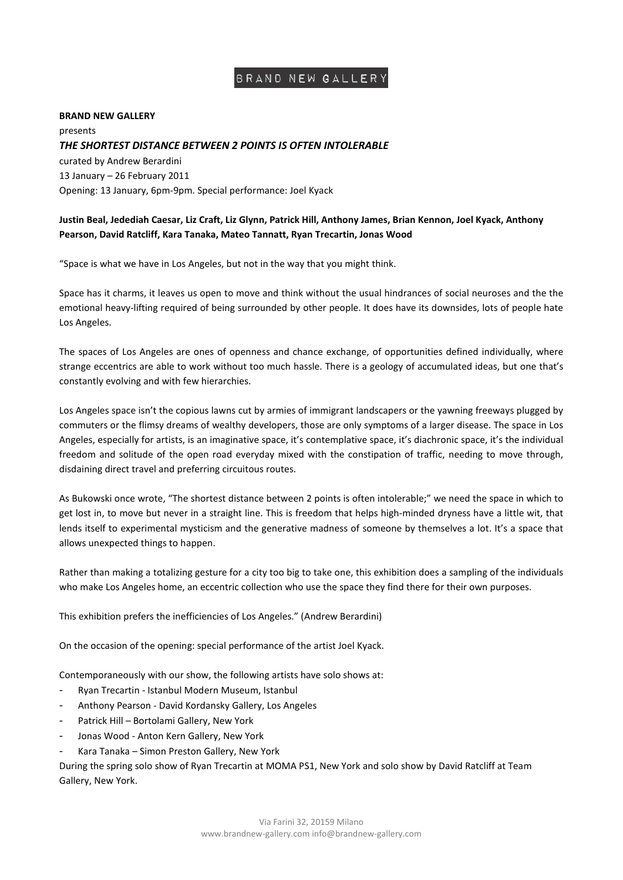BRAND NEW GALLERY

**BRAND NEW GALLERY**
presents
***THE SHORTEST DISTANCE BETWEEN 2 POINTS IS OFTEN INTOLERABLE***
curated by Andrew Berardini
13 January – 26 February 2011
Opening: 13 January, 6pm-9pm. Special performance: Joel Kyack

**Justin Beal, Jedediah Caesar, Liz Craft, Liz Glynn, Patrick Hill, Anthony James, Brian Kennon, Joel Kyack, Anthony Pearson, David Ratcliff, Kara Tanaka, Mateo Tannatt, Ryan Trecartin, Jonas Wood**

"Space is what we have in Los Angeles, but not in the way that you might think.

Space has it charms, it leaves us open to move and think without the usual hindrances of social neuroses and the the emotional heavy-lifting required of being surrounded by other people. It does have its downsides, lots of people hate Los Angeles.

The spaces of Los Angeles are ones of openness and chance exchange, of opportunities defined individually, where strange eccentrics are able to work without too much hassle. There is a geology of accumulated ideas, but one that's constantly evolving and with few hierarchies.

Los Angeles space isn't the copious lawns cut by armies of immigrant landscapers or the yawning freeways plugged by commuters or the flimsy dreams of wealthy developers, those are only symptoms of a larger disease. The space in Los Angeles, especially for artists, is an imaginative space, it's contemplative space, it's diachronic space, it's the individual freedom and solitude of the open road everyday mixed with the constipation of traffic, needing to move through, disdaining direct travel and preferring circuitous routes.

As Bukowski once wrote, "The shortest distance between 2 points is often intolerable;" we need the space in which to get lost in, to move but never in a straight line. This is freedom that helps high-minded dryness have a little wit, that lends itself to experimental mysticism and the generative madness of someone by themselves a lot. It's a space that allows unexpected things to happen.

Rather than making a totalizing gesture for a city too big to take one, this exhibition does a sampling of the individuals who make Los Angeles home, an eccentric collection who use the space they find there for their own purposes.

This exhibition prefers the inefficiencies of Los Angeles." (Andrew Berardini)

On the occasion of the opening: special performance of the artist Joel Kyack.

Contemporaneously with our show, the following artists have solo shows at:

- Ryan Trecartin - Istanbul Modern Museum, Istanbul
- Anthony Pearson - David Kordansky Gallery, Los Angeles
- Patrick Hill – Bortolami Gallery, New York
- Jonas Wood - Anton Kern Gallery, New York
- Kara Tanaka – Simon Preston Gallery, New York

During the spring solo show of Ryan Trecartin at MOMA PS1, New York and solo show by David Ratcliff at Team Gallery, New York.

Via Farini 32, 20159 Milano
www.brandnew-gallery.com info@brandnew-gallery.com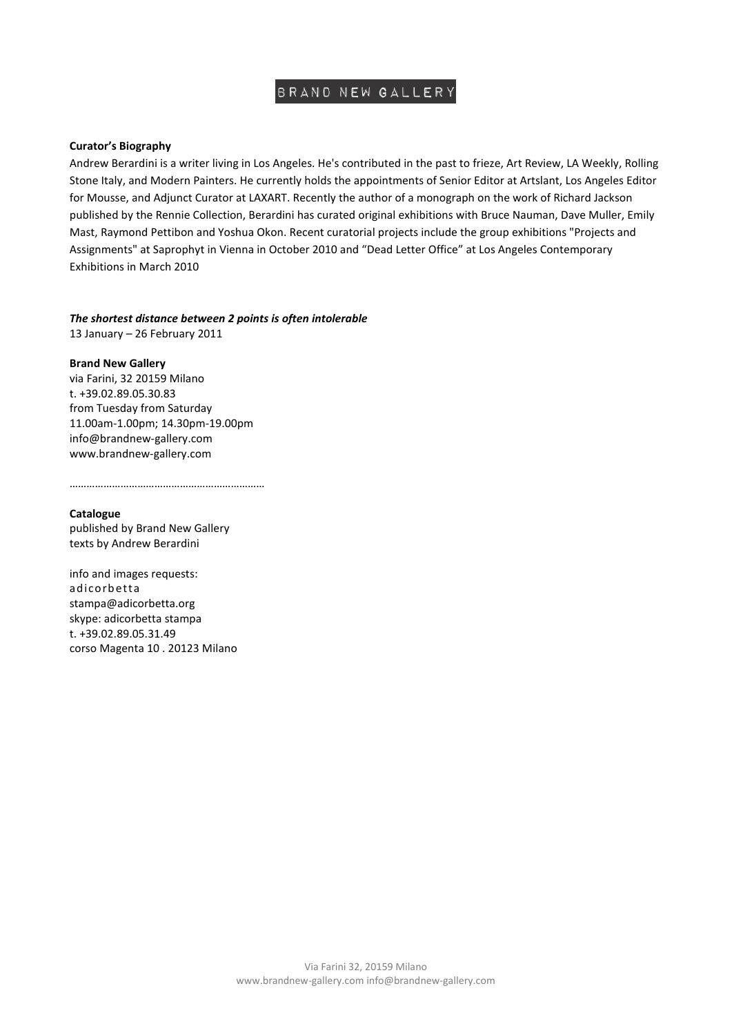**Curator's Biography**

Andrew Berardini is a writer living in Los Angeles. He's contributed in the past to frieze, Art Review, LA Weekly, Rolling Stone Italy, and Modern Painters. He currently holds the appointments of Senior Editor at Artslant, Los Angeles Editor for Mousse, and Adjunct Curator at LAXART. Recently the author of a monograph on the work of Richard Jackson published by the Rennie Collection, Berardini has curated original exhibitions with Bruce Nauman, Dave Muller, Emily Mast, Raymond Pettibon and Yoshua Okon. Recent curatorial projects include the group exhibitions "Projects and Assignments" at Saprophyt in Vienna in October 2010 and "Dead Letter Office" at Los Angeles Contemporary Exhibitions in March 2010

***The shortest distance between 2 points is often intolerable***
13 January – 26 February 2011

**Brand New Gallery**
via Farini, 32 20159 Milano
t. +39.02.89.05.30.83
from Tuesday from Saturday
11.00am-1.00pm; 14.30pm-19.00pm
info@brandnew-gallery.com
www.brandnew-gallery.com

……………………………………………………………

**Catalogue**
published by Brand New Gallery
texts by Andrew Berardini

info and images requests:
adicorbetta
stampa@adicorbetta.org
skype: adicorbetta stampa
t. +39.02.89.05.31.49
corso Magenta 10 . 20123 Milano